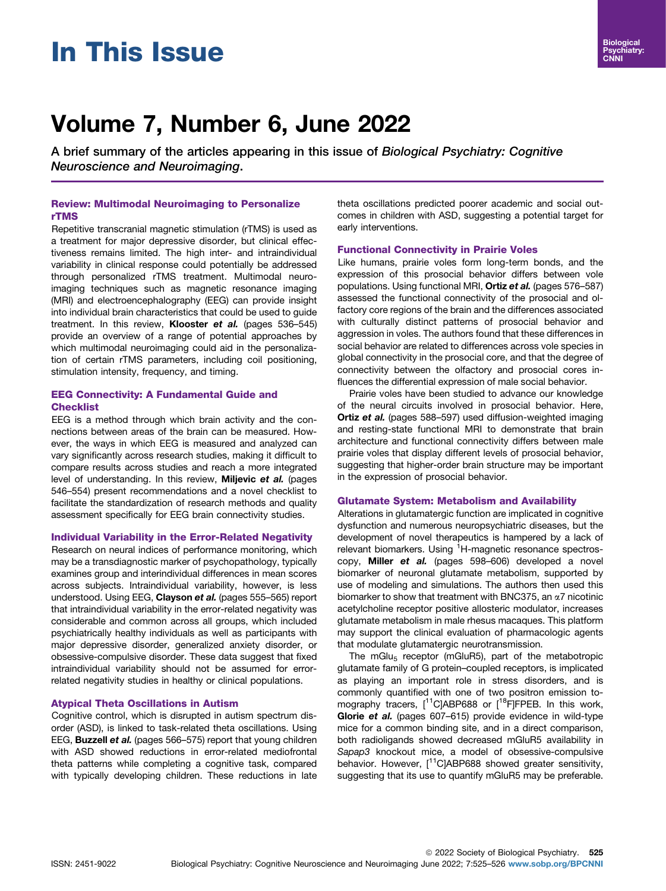# In This Issue

# Volume 7, Number 6, June 2022

A brief summary of the articles appearing in this issue of *Biological Psychiatry: Cognitive Neuroscience and Neuroimaging*.

### Review: Multimodal Neuroimaging to Personalize rTMS

Repetitive transcranial magnetic stimulation (rTMS) is used as a treatment for major depressive disorder, but clinical effectiveness remains limited. The high inter- and intraindividual variability in clinical response could potentially be addressed through personalized rTMS treatment. Multimodal neuroimaging techniques such as magnetic resonance imaging (MRI) and electroencephalography (EEG) can provide insight into individual brain characteristics that could be used to guide treatment. In this review, **Klooster *et al.*** (pages 536–545) provide an overview of a range of potential approaches by which multimodal neuroimaging could aid in the personalization of certain rTMS parameters, including coil positioning, stimulation intensity, frequency, and timing.

### EEG Connectivity: A Fundamental Guide and Checklist

EEG is a method through which brain activity and the connections between areas of the brain can be measured. However, the ways in which EEG is measured and analyzed can vary significantly across research studies, making it difficult to compare results across studies and reach a more integrated level of understanding. In this review, **Miljevic *et al.*** (pages 546–554) present recommendations and a novel checklist to facilitate the standardization of research methods and quality assessment specifically for EEG brain connectivity studies.

### Individual Variability in the Error-Related Negativity

Research on neural indices of performance monitoring, which may be a transdiagnostic marker of psychopathology, typically examines group and interindividual differences in mean scores across subjects. Intraindividual variability, however, is less understood. Using EEG, **Clayson *et al.*** (pages 555–565) report that intraindividual variability in the error-related negativity was considerable and common across all groups, which included psychiatrically healthy individuals as well as participants with major depressive disorder, generalized anxiety disorder, or obsessive-compulsive disorder. These data suggest that fixed intraindividual variability should not be assumed for error-related negativity studies in healthy or clinical populations.

### Atypical Theta Oscillations in Autism

Cognitive control, which is disrupted in autism spectrum disorder (ASD), is linked to task-related theta oscillations. Using EEG, **Buzzell *et al.*** (pages 566–575) report that young children with ASD showed reductions in error-related mediofrontal theta patterns while completing a cognitive task, compared with typically developing children. These reductions in late theta oscillations predicted poorer academic and social outcomes in children with ASD, suggesting a potential target for early interventions.

### Functional Connectivity in Prairie Voles

Like humans, prairie voles form long-term bonds, and the expression of this prosocial behavior differs between vole populations. Using functional MRI, **Ortiz *et al.*** (pages 576–587) assessed the functional connectivity of the prosocial and olfactory core regions of the brain and the differences associated with culturally distinct patterns of prosocial behavior and aggression in voles. The authors found that these differences in social behavior are related to differences across vole species in global connectivity in the prosocial core, and that the degree of connectivity between the olfactory and prosocial cores influences the differential expression of male social behavior.

Prairie voles have been studied to advance our knowledge of the neural circuits involved in prosocial behavior. Here, **Ortiz *et al.*** (pages 588–597) used diffusion-weighted imaging and resting-state functional MRI to demonstrate that brain architecture and functional connectivity differs between male prairie voles that display different levels of prosocial behavior, suggesting that higher-order brain structure may be important in the expression of prosocial behavior.

### Glutamate System: Metabolism and Availability

Alterations in glutamatergic function are implicated in cognitive dysfunction and numerous neuropsychiatric diseases, but the development of novel therapeutics is hampered by a lack of relevant biomarkers. Using $^{1}$H-magnetic resonance spectroscopy, **Miller *et al.*** (pages 598–606) developed a novel biomarker of neuronal glutamate metabolism, supported by use of modeling and simulations. The authors then used this biomarker to show that treatment with BNC375, an $\alpha$7 nicotinic acetylcholine receptor positive allosteric modulator, increases glutamate metabolism in male rhesus macaques. This platform may support the clinical evaluation of pharmacologic agents that modulate glutamatergic neurotransmission.

The mGlu$_5$ receptor (mGluR5), part of the metabotropic glutamate family of G protein–coupled receptors, is implicated as playing an important role in stress disorders, and is commonly quantified with one of two positron emission tomography tracers, [$^{11}$C]ABP688 or [$^{18}$F]FPEB. In this work, **Glorie *et al.*** (pages 607–615) provide evidence in wild-type mice for a common binding site, and in a direct comparison, both radioligands showed decreased mGluR5 availability in *Sapap3* knockout mice, a model of obsessive-compulsive behavior. However, [$^{11}$C]ABP688 showed greater sensitivity, suggesting that its use to quantify mGluR5 may be preferable.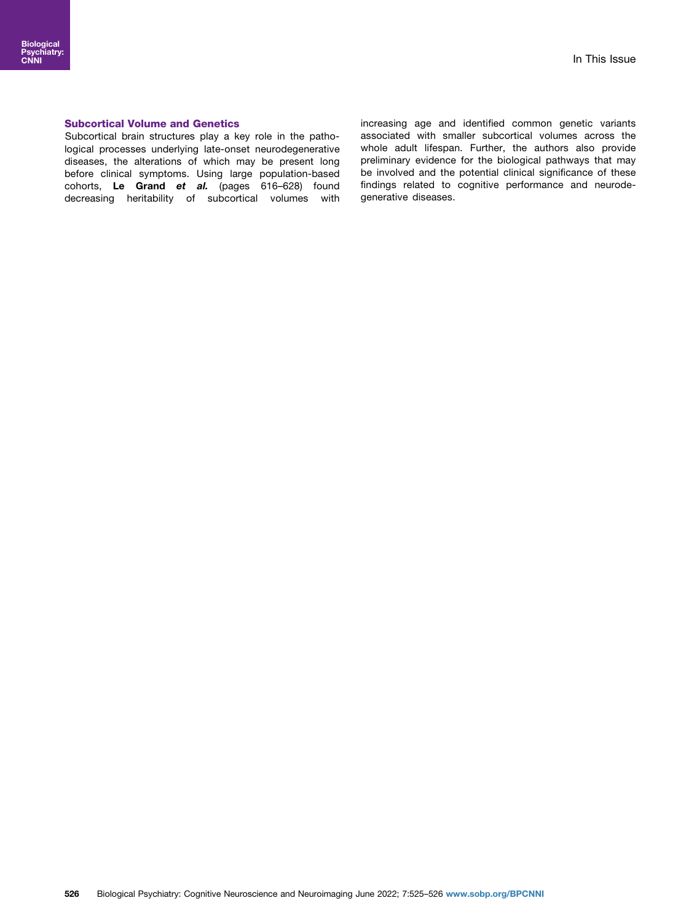### Subcortical Volume and Genetics

Subcortical brain structures play a key role in the pathological processes underlying late-onset neurodegenerative diseases, the alterations of which may be present long before clinical symptoms. Using large population-based cohorts, **Le Grand *et al.*** (pages 616–628) found decreasing heritability of subcortical volumes with increasing age and identified common genetic variants associated with smaller subcortical volumes across the whole adult lifespan. Further, the authors also provide preliminary evidence for the biological pathways that may be involved and the potential clinical significance of these findings related to cognitive performance and neurodegenerative diseases.